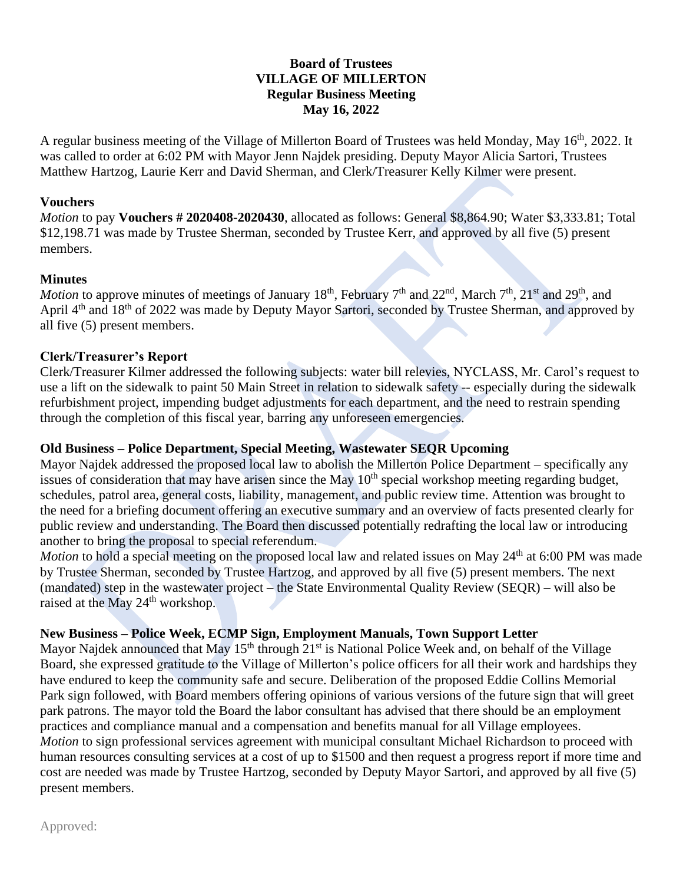**Board of Trustees**
**VILLAGE OF MILLERTON**
**Regular Business Meeting**
**May 16, 2022**

A regular business meeting of the Village of Millerton Board of Trustees was held Monday, May 16th, 2022. It was called to order at 6:02 PM with Mayor Jenn Najdek presiding. Deputy Mayor Alicia Sartori, Trustees Matthew Hartzog, Laurie Kerr and David Sherman, and Clerk/Treasurer Kelly Kilmer were present.

**Vouchers**

*Motion* to pay **Vouchers # 2020408-2020430**, allocated as follows: General $8,864.90; Water $3,333.81; Total $12,198.71 was made by Trustee Sherman, seconded by Trustee Kerr, and approved by all five (5) present members.

**Minutes**

*Motion* to approve minutes of meetings of January 18th, February 7th and 22nd, March 7th, 21st and 29th, and April 4th and 18th of 2022 was made by Deputy Mayor Sartori, seconded by Trustee Sherman, and approved by all five (5) present members.

**Clerk/Treasurer's Report**

Clerk/Treasurer Kilmer addressed the following subjects: water bill relevies, NYCLASS, Mr. Carol's request to use a lift on the sidewalk to paint 50 Main Street in relation to sidewalk safety -- especially during the sidewalk refurbishment project, impending budget adjustments for each department, and the need to restrain spending through the completion of this fiscal year, barring any unforeseen emergencies.

**Old Business – Police Department, Special Meeting, Wastewater SEQR Upcoming**

Mayor Najdek addressed the proposed local law to abolish the Millerton Police Department – specifically any issues of consideration that may have arisen since the May 10th special workshop meeting regarding budget, schedules, patrol area, general costs, liability, management, and public review time. Attention was brought to the need for a briefing document offering an executive summary and an overview of facts presented clearly for public review and understanding. The Board then discussed potentially redrafting the local law or introducing another to bring the proposal to special referendum.

*Motion* to hold a special meeting on the proposed local law and related issues on May 24th at 6:00 PM was made by Trustee Sherman, seconded by Trustee Hartzog, and approved by all five (5) present members. The next (mandated) step in the wastewater project – the State Environmental Quality Review (SEQR) – will also be raised at the May 24th workshop.

**New Business – Police Week, ECMP Sign, Employment Manuals, Town Support Letter**

Mayor Najdek announced that May 15th through 21st is National Police Week and, on behalf of the Village Board, she expressed gratitude to the Village of Millerton's police officers for all their work and hardships they have endured to keep the community safe and secure. Deliberation of the proposed Eddie Collins Memorial Park sign followed, with Board members offering opinions of various versions of the future sign that will greet park patrons. The mayor told the Board the labor consultant has advised that there should be an employment practices and compliance manual and a compensation and benefits manual for all Village employees.

*Motion* to sign professional services agreement with municipal consultant Michael Richardson to proceed with human resources consulting services at a cost of up to $1500 and then request a progress report if more time and cost are needed was made by Trustee Hartzog, seconded by Deputy Mayor Sartori, and approved by all five (5) present members.

Approved: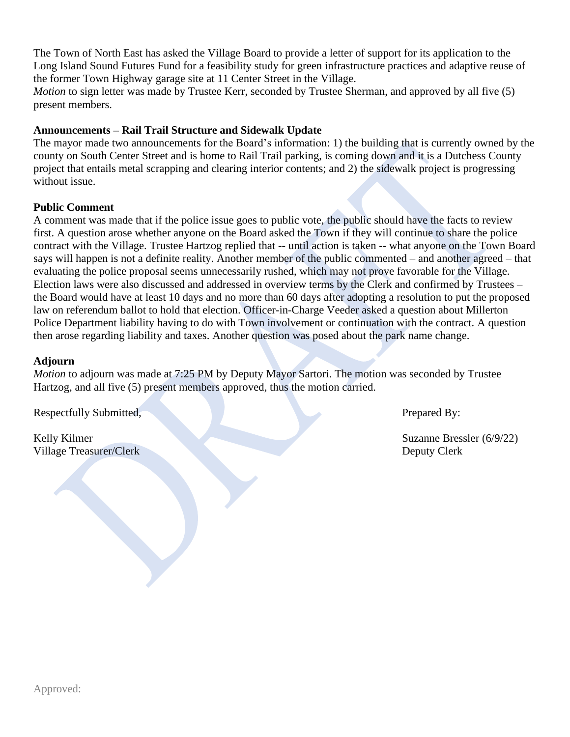The Town of North East has asked the Village Board to provide a letter of support for its application to the Long Island Sound Futures Fund for a feasibility study for green infrastructure practices and adaptive reuse of the former Town Highway garage site at 11 Center Street in the Village.
*Motion* to sign letter was made by Trustee Kerr, seconded by Trustee Sherman, and approved by all five (5) present members.

**Announcements – Rail Trail Structure and Sidewalk Update**

The mayor made two announcements for the Board's information: 1) the building that is currently owned by the county on South Center Street and is home to Rail Trail parking, is coming down and it is a Dutchess County project that entails metal scrapping and clearing interior contents; and 2) the sidewalk project is progressing without issue.

**Public Comment**

A comment was made that if the police issue goes to public vote, the public should have the facts to review first. A question arose whether anyone on the Board asked the Town if they will continue to share the police contract with the Village. Trustee Hartzog replied that -- until action is taken -- what anyone on the Town Board says will happen is not a definite reality. Another member of the public commented – and another agreed – that evaluating the police proposal seems unnecessarily rushed, which may not prove favorable for the Village. Election laws were also discussed and addressed in overview terms by the Clerk and confirmed by Trustees – the Board would have at least 10 days and no more than 60 days after adopting a resolution to put the proposed law on referendum ballot to hold that election. Officer-in-Charge Veeder asked a question about Millerton Police Department liability having to do with Town involvement or continuation with the contract. A question then arose regarding liability and taxes. Another question was posed about the park name change.

**Adjourn**

*Motion* to adjourn was made at 7:25 PM by Deputy Mayor Sartori. The motion was seconded by Trustee Hartzog, and all five (5) present members approved, thus the motion carried.

Respectfully Submitted,

Kelly Kilmer
Village Treasurer/Clerk

Prepared By:

Suzanne Bressler (6/9/22)
Deputy Clerk

Approved: